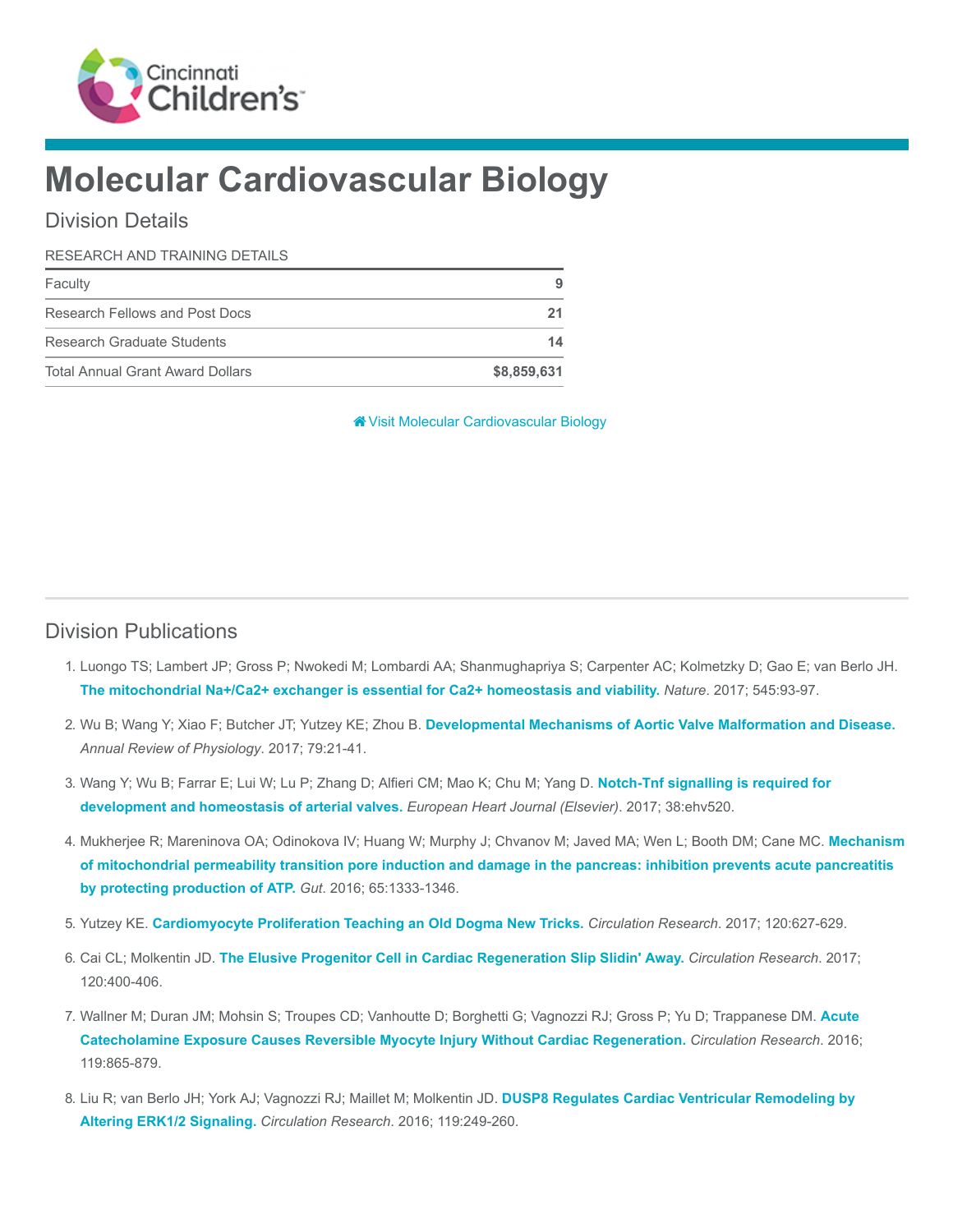# Molecular Cardiovascular Biology

## Division Details

| RESEARCH AND TRAINING DETAILS | |
|---|---|
| Faculty | 9 |
| Research Fellows and Post Docs | 21 |
| Research Graduate Students | 14 |
| Total Annual Grant Award Dollars | $8,859,631 |

Visit Molecular Cardiovascular Biology

## Division Publications

1. Luongo TS; Lambert JP; Gross P; Nwokedi M; Lombardi AA; Shanmughapriya S; Carpenter AC; Kolmetzky D; Gao E; van Berlo JH. **The mitochondrial Na+/Ca2+ exchanger is essential for Ca2+ homeostasis and viability.** *Nature*. 2017; 545:93-97.
2. Wu B; Wang Y; Xiao F; Butcher JT; Yutzey KE; Zhou B. **Developmental Mechanisms of Aortic Valve Malformation and Disease.** *Annual Review of Physiology*. 2017; 79:21-41.
3. Wang Y; Wu B; Farrar E; Lui W; Lu P; Zhang D; Alfieri CM; Mao K; Chu M; Yang D. **Notch-Tnf signalling is required for development and homeostasis of arterial valves.** *European Heart Journal (Elsevier)*. 2017; 38:ehv520.
4. Mukherjee R; Mareninova OA; Odinokova IV; Huang W; Murphy J; Chvanov M; Javed MA; Wen L; Booth DM; Cane MC. **Mechanism of mitochondrial permeability transition pore induction and damage in the pancreas: inhibition prevents acute pancreatitis by protecting production of ATP.** *Gut*. 2016; 65:1333-1346.
5. Yutzey KE. **Cardiomyocyte Proliferation Teaching an Old Dogma New Tricks.** *Circulation Research*. 2017; 120:627-629.
6. Cai CL; Molkentin JD. **The Elusive Progenitor Cell in Cardiac Regeneration Slip Slidin' Away.** *Circulation Research*. 2017; 120:400-406.
7. Wallner M; Duran JM; Mohsin S; Troupes CD; Vanhoutte D; Borghetti G; Vagnozzi RJ; Gross P; Yu D; Trappanese DM. **Acute Catecholamine Exposure Causes Reversible Myocyte Injury Without Cardiac Regeneration.** *Circulation Research*. 2016; 119:865-879.
8. Liu R; van Berlo JH; York AJ; Vagnozzi RJ; Maillet M; Molkentin JD. **DUSP8 Regulates Cardiac Ventricular Remodeling by Altering ERK1/2 Signaling.** *Circulation Research*. 2016; 119:249-260.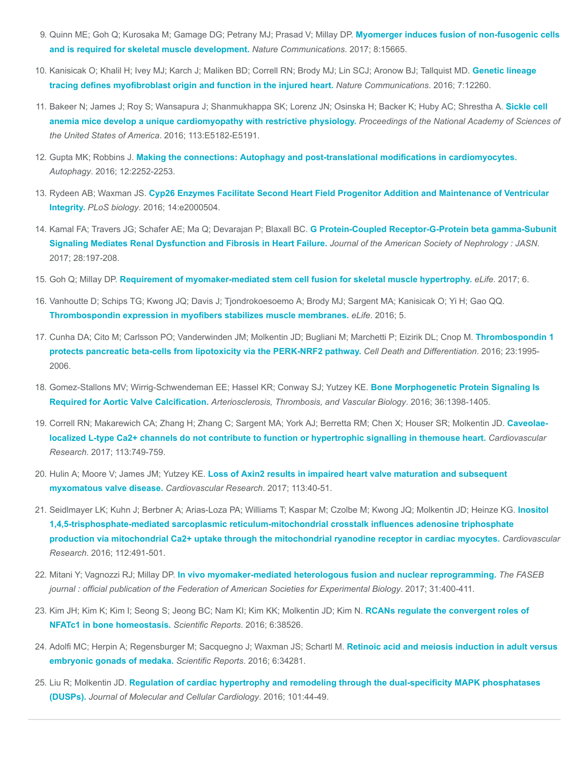9. Quinn ME; Goh Q; Kurosaka M; Gamage DG; Petrany MJ; Prasad V; Millay DP. **Myomerger induces fusion of non-fusogenic cells and is required for skeletal muscle development.** *Nature Communications*. 2017; 8:15665.

10. Kanisicak O; Khalil H; Ivey MJ; Karch J; Maliken BD; Correll RN; Brody MJ; Lin SCJ; Aronow BJ; Tallquist MD. **Genetic lineage tracing defines myofibroblast origin and function in the injured heart.** *Nature Communications*. 2016; 7:12260.

11. Bakeer N; James J; Roy S; Wansapura J; Shanmukhappa SK; Lorenz JN; Osinska H; Backer K; Huby AC; Shrestha A. **Sickle cell anemia mice develop a unique cardiomyopathy with restrictive physiology.** *Proceedings of the National Academy of Sciences of the United States of America*. 2016; 113:E5182-E5191.

12. Gupta MK; Robbins J. **Making the connections: Autophagy and post-translational modifications in cardiomyocytes.** *Autophagy*. 2016; 12:2252-2253.

13. Rydeen AB; Waxman JS. **Cyp26 Enzymes Facilitate Second Heart Field Progenitor Addition and Maintenance of Ventricular Integrity.** *PLoS biology*. 2016; 14:e2000504.

14. Kamal FA; Travers JG; Schafer AE; Ma Q; Devarajan P; Blaxall BC. **G Protein-Coupled Receptor-G-Protein beta gamma-Subunit Signaling Mediates Renal Dysfunction and Fibrosis in Heart Failure.** *Journal of the American Society of Nephrology : JASN*. 2017; 28:197-208.

15. Goh Q; Millay DP. **Requirement of myomaker-mediated stem cell fusion for skeletal muscle hypertrophy.** *eLife*. 2017; 6.

16. Vanhoutte D; Schips TG; Kwong JQ; Davis J; Tjondrokoesoemo A; Brody MJ; Sargent MA; Kanisicak O; Yi H; Gao QQ. **Thrombospondin expression in myofibers stabilizes muscle membranes.** *eLife*. 2016; 5.

17. Cunha DA; Cito M; Carlsson PO; Vanderwinden JM; Molkentin JD; Bugliani M; Marchetti P; Eizirik DL; Cnop M. **Thrombospondin 1 protects pancreatic beta-cells from lipotoxicity via the PERK-NRF2 pathway.** *Cell Death and Differentiation*. 2016; 23:1995-2006.

18. Gomez-Stallons MV; Wirrig-Schwendeman EE; Hassel KR; Conway SJ; Yutzey KE. **Bone Morphogenetic Protein Signaling Is Required for Aortic Valve Calcification.** *Arteriosclerosis, Thrombosis, and Vascular Biology*. 2016; 36:1398-1405.

19. Correll RN; Makarewich CA; Zhang H; Zhang C; Sargent MA; York AJ; Berretta RM; Chen X; Houser SR; Molkentin JD. **Caveolae-localized L-type Ca2+ channels do not contribute to function or hypertrophic signalling in themouse heart.** *Cardiovascular Research*. 2017; 113:749-759.

20. Hulin A; Moore V; James JM; Yutzey KE. **Loss of Axin2 results in impaired heart valve maturation and subsequent myxomatous valve disease.** *Cardiovascular Research*. 2017; 113:40-51.

21. Seidlmayer LK; Kuhn J; Berbner A; Arias-Loza PA; Williams T; Kaspar M; Czolbe M; Kwong JQ; Molkentin JD; Heinze KG. **Inositol 1,4,5-trisphosphate-mediated sarcoplasmic reticulum-mitochondrial crosstalk influences adenosine triphosphate production via mitochondrial Ca2+ uptake through the mitochondrial ryanodine receptor in cardiac myocytes.** *Cardiovascular Research*. 2016; 112:491-501.

22. Mitani Y; Vagnozzi RJ; Millay DP. **In vivo myomaker-mediated heterologous fusion and nuclear reprogramming.** *The FASEB journal : official publication of the Federation of American Societies for Experimental Biology*. 2017; 31:400-411.

23. Kim JH; Kim K; Kim I; Seong S; Jeong BC; Nam KI; Kim KK; Molkentin JD; Kim N. **RCANs regulate the convergent roles of NFATc1 in bone homeostasis.** *Scientific Reports*. 2016; 6:38526.

24. Adolfi MC; Herpin A; Regensburger M; Sacquegno J; Waxman JS; Schartl M. **Retinoic acid and meiosis induction in adult versus embryonic gonads of medaka.** *Scientific Reports*. 2016; 6:34281.

25. Liu R; Molkentin JD. **Regulation of cardiac hypertrophy and remodeling through the dual-specificity MAPK phosphatases (DUSPs).** *Journal of Molecular and Cellular Cardiology*. 2016; 101:44-49.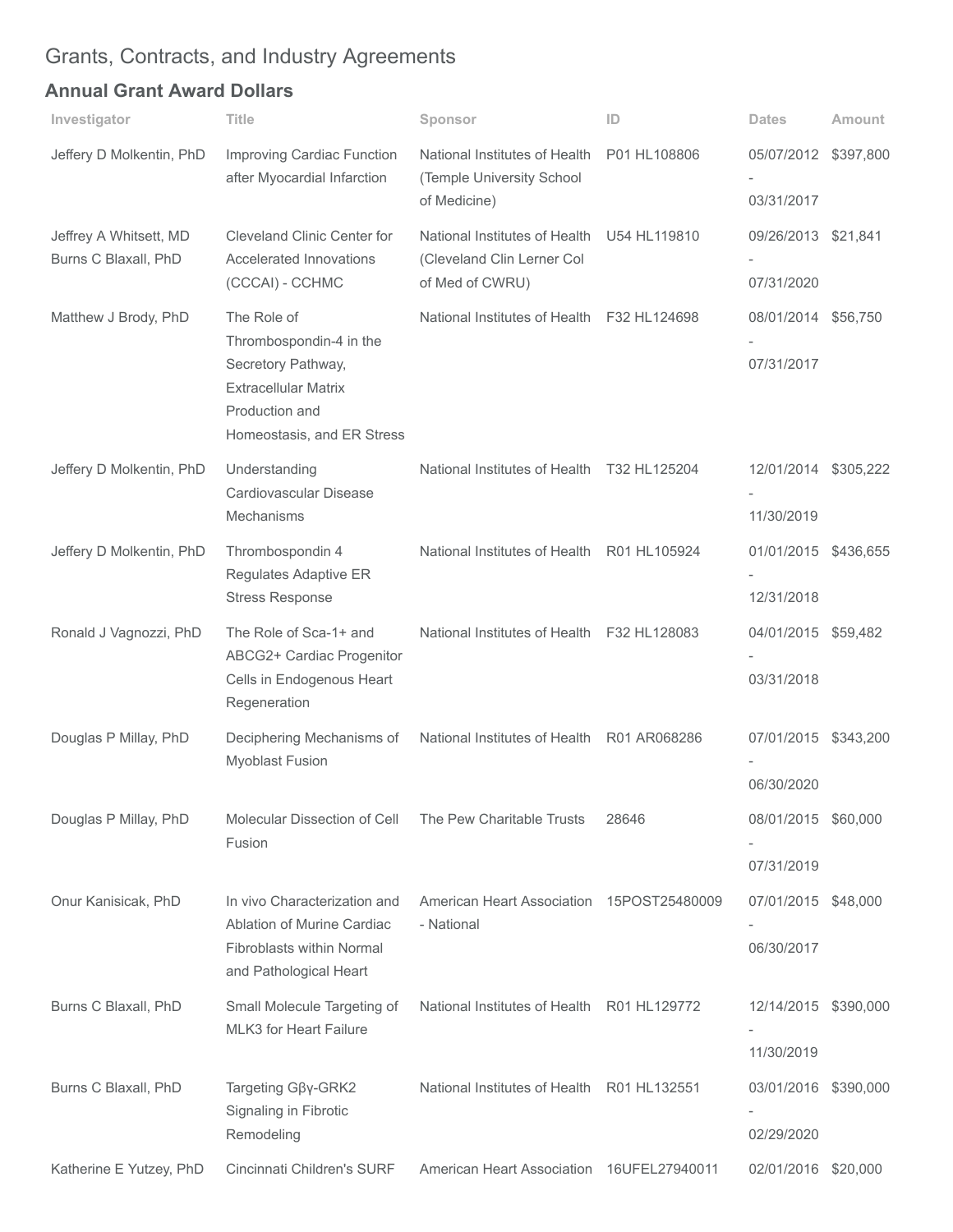## Grants, Contracts, and Industry Agreements

### Annual Grant Award Dollars

| Investigator | Title | Sponsor | ID | Dates | Amount |
|---|---|---|---|---|---|
| Jeffery D Molkentin, PhD | Improving Cardiac Function after Myocardial Infarction | National Institutes of Health (Temple University School of Medicine) | P01 HL108806 | 05/07/2012 - 03/31/2017 | $397,800 |
| Jeffrey A Whitsett, MD<br>Burns C Blaxall, PhD | Cleveland Clinic Center for Accelerated Innovations (CCCAI) - CCHMC | National Institutes of Health (Cleveland Clin Lerner Col of Med of CWRU) | U54 HL119810 | 09/26/2013 - 07/31/2020 | $21,841 |
| Matthew J Brody, PhD | The Role of Thrombospondin-4 in the Secretory Pathway, Extracellular Matrix Production and Homeostasis, and ER Stress | National Institutes of Health | F32 HL124698 | 08/01/2014 - 07/31/2017 | $56,750 |
| Jeffery D Molkentin, PhD | Understanding Cardiovascular Disease Mechanisms | National Institutes of Health | T32 HL125204 | 12/01/2014 - 11/30/2019 | $305,222 |
| Jeffery D Molkentin, PhD | Thrombospondin 4 Regulates Adaptive ER Stress Response | National Institutes of Health | R01 HL105924 | 01/01/2015 - 12/31/2018 | $436,655 |
| Ronald J Vagnozzi, PhD | The Role of Sca-1+ and ABCG2+ Cardiac Progenitor Cells in Endogenous Heart Regeneration | National Institutes of Health | F32 HL128083 | 04/01/2015 - 03/31/2018 | $59,482 |
| Douglas P Millay, PhD | Deciphering Mechanisms of Myoblast Fusion | National Institutes of Health | R01 AR068286 | 07/01/2015 - 06/30/2020 | $343,200 |
| Douglas P Millay, PhD | Molecular Dissection of Cell Fusion | The Pew Charitable Trusts | 28646 | 08/01/2015 - 07/31/2019 | $60,000 |
| Onur Kanisicak, PhD | In vivo Characterization and Ablation of Murine Cardiac Fibroblasts within Normal and Pathological Heart | American Heart Association - National | 15POST25480009 | 07/01/2015 - 06/30/2017 | $48,000 |
| Burns C Blaxall, PhD | Small Molecule Targeting of MLK3 for Heart Failure | National Institutes of Health | R01 HL129772 | 12/14/2015 - 11/30/2019 | $390,000 |
| Burns C Blaxall, PhD | Targeting Gβγ-GRK2 Signaling in Fibrotic Remodeling | National Institutes of Health | R01 HL132551 | 03/01/2016 - 02/29/2020 | $390,000 |
| Katherine E Yutzey, PhD | Cincinnati Children's SURF | American Heart Association | 16UFEL27940011 | 02/01/2016 | $20,000 |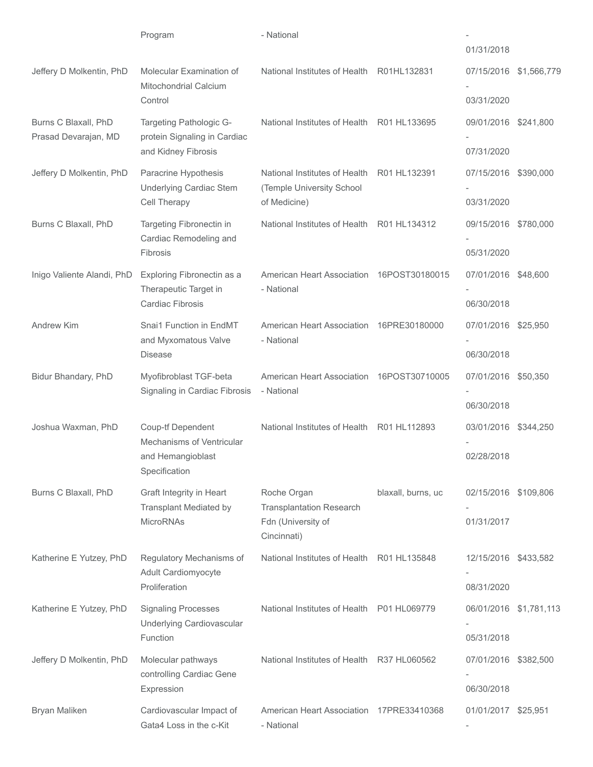| | | | | | |
|---|---|---|---|---|---|
| | Program | - National | | - 01/31/2018 | |
| Jeffery D Molkentin, PhD | Molecular Examination of Mitochondrial Calcium Control | National Institutes of Health | R01HL132831 | 07/15/2016 - 03/31/2020 | $1,566,779 |
| Burns C Blaxall, PhD Prasad Devarajan, MD | Targeting Pathologic G-protein Signaling in Cardiac and Kidney Fibrosis | National Institutes of Health | R01 HL133695 | 09/01/2016 - 07/31/2020 | $241,800 |
| Jeffery D Molkentin, PhD | Paracrine Hypothesis Underlying Cardiac Stem Cell Therapy | National Institutes of Health (Temple University School of Medicine) | R01 HL132391 | 07/15/2016 - 03/31/2020 | $390,000 |
| Burns C Blaxall, PhD | Targeting Fibronectin in Cardiac Remodeling and Fibrosis | National Institutes of Health | R01 HL134312 | 09/15/2016 - 05/31/2020 | $780,000 |
| Inigo Valiente Alandi, PhD | Exploring Fibronectin as a Therapeutic Target in Cardiac Fibrosis | American Heart Association - National | 16POST30180015 | 07/01/2016 - 06/30/2018 | $48,600 |
| Andrew Kim | Snai1 Function in EndMT and Myxomatous Valve Disease | American Heart Association - National | 16PRE30180000 | 07/01/2016 - 06/30/2018 | $25,950 |
| Bidur Bhandary, PhD | Myofibroblast TGF-beta Signaling in Cardiac Fibrosis | American Heart Association - National | 16POST30710005 | 07/01/2016 - 06/30/2018 | $50,350 |
| Joshua Waxman, PhD | Coup-tf Dependent Mechanisms of Ventricular and Hemangioblast Specification | National Institutes of Health | R01 HL112893 | 03/01/2016 - 02/28/2018 | $344,250 |
| Burns C Blaxall, PhD | Graft Integrity in Heart Transplant Mediated by MicroRNAs | Roche Organ Transplantation Research Fdn (University of Cincinnati) | blaxall, burns, uc | 02/15/2016 - 01/31/2017 | $109,806 |
| Katherine E Yutzey, PhD | Regulatory Mechanisms of Adult Cardiomyocyte Proliferation | National Institutes of Health | R01 HL135848 | 12/15/2016 - 08/31/2020 | $433,582 |
| Katherine E Yutzey, PhD | Signaling Processes Underlying Cardiovascular Function | National Institutes of Health | P01 HL069779 | 06/01/2016 - 05/31/2018 | $1,781,113 |
| Jeffery D Molkentin, PhD | Molecular pathways controlling Cardiac Gene Expression | National Institutes of Health | R37 HL060562 | 07/01/2016 - 06/30/2018 | $382,500 |
| Bryan Maliken | Cardiovascular Impact of Gata4 Loss in the c-Kit | American Heart Association - National | 17PRE33410368 | 01/01/2017 - | $25,951 |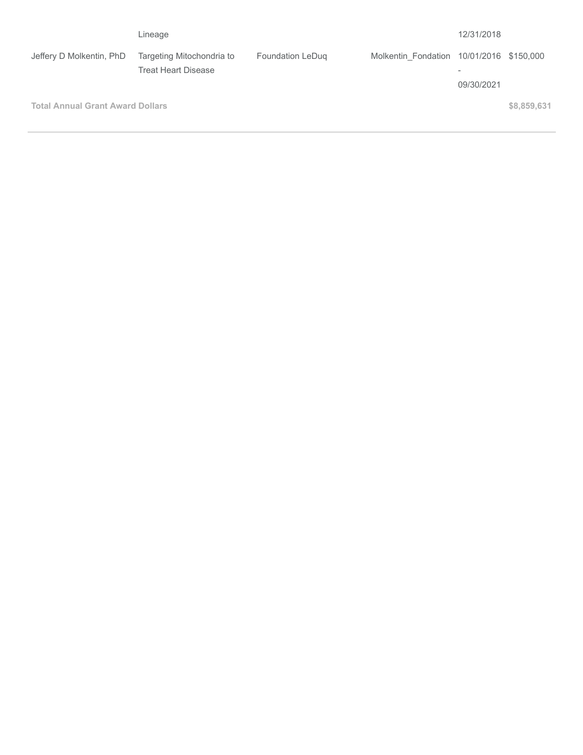| | | | | | |
|---|---|---|---|---|---|
| | Lineage | | | 12/31/2018 | |
| Jeffery D Molkentin, PhD | Targeting Mitochondria to Treat Heart Disease | Foundation LeDuq | Molkentin_Fondation | 10/01/2016 - 09/30/2021 | $150,000 |
| **Total Annual Grant Award Dollars** | | | | | **$8,859,631** |